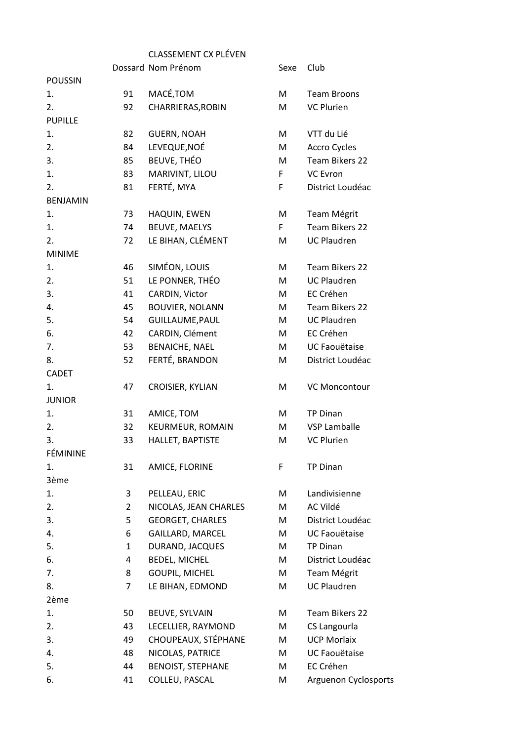# CLASSEMENT CX PLÉVEN

| | Dossard | Nom Prénom | Sexe | Club |
|---|---|---|---|---|
| POUSSIN | | | | |
| 1. | 91 | MACÉ,TOM | M | Team Broons |
| 2. | 92 | CHARRIERAS,ROBIN | M | VC Plurien |
| PUPILLE | | | | |
| 1. | 82 | GUERN, NOAH | M | VTT du Lié |
| 2. | 84 | LEVEQUE,NOÉ | M | Accro Cycles |
| 3. | 85 | BEUVE, THÉO | M | Team Bikers 22 |
| 1. | 83 | MARIVINT, LILOU | F | VC Evron |
| 2. | 81 | FERTÉ, MYA | F | District Loudéac |
| BENJAMIN | | | | |
| 1. | 73 | HAQUIN, EWEN | M | Team Mégrit |
| 1. | 74 | BEUVE, MAELYS | F | Team Bikers 22 |
| 2. | 72 | LE BIHAN, CLÉMENT | M | UC Plaudren |
| MINIME | | | | |
| 1. | 46 | SIMÉON, LOUIS | M | Team Bikers 22 |
| 2. | 51 | LE PONNER, THÉO | M | UC Plaudren |
| 3. | 41 | CARDIN, Victor | M | EC Créhen |
| 4. | 45 | BOUVIER, NOLANN | M | Team Bikers 22 |
| 5. | 54 | GUILLAUME,PAUL | M | UC Plaudren |
| 6. | 42 | CARDIN, Clément | M | EC Créhen |
| 7. | 53 | BENAICHE, NAEL | M | UC Faouëtaise |
| 8. | 52 | FERTÉ, BRANDON | M | District Loudéac |
| CADET | | | | |
| 1. | 47 | CROISIER, KYLIAN | M | VC Moncontour |
| JUNIOR | | | | |
| 1. | 31 | AMICE, TOM | M | TP Dinan |
| 2. | 32 | KEURMEUR, ROMAIN | M | VSP Lamballe |
| 3. | 33 | HALLET, BAPTISTE | M | VC Plurien |
| FÉMININE | | | | |
| 1. | 31 | AMICE, FLORINE | F | TP Dinan |
| 3ème | | | | |
| 1. | 3 | PELLEAU, ERIC | M | Landivisienne |
| 2. | 2 | NICOLAS, JEAN CHARLES | M | AC Vildé |
| 3. | 5 | GEORGET, CHARLES | M | District Loudéac |
| 4. | 6 | GAILLARD, MARCEL | M | UC Faouëtaise |
| 5. | 1 | DURAND, JACQUES | M | TP Dinan |
| 6. | 4 | BEDEL, MICHEL | M | District Loudéac |
| 7. | 8 | GOUPIL, MICHEL | M | Team Mégrit |
| 8. | 7 | LE BIHAN, EDMOND | M | UC Plaudren |
| 2ème | | | | |
| 1. | 50 | BEUVE, SYLVAIN | M | Team Bikers 22 |
| 2. | 43 | LECELLIER, RAYMOND | M | CS Langourla |
| 3. | 49 | CHOUPEAUX, STÉPHANE | M | UCP Morlaix |
| 4. | 48 | NICOLAS, PATRICE | M | UC Faouëtaise |
| 5. | 44 | BENOIST, STEPHANE | M | EC Créhen |
| 6. | 41 | COLLEU, PASCAL | M | Arguenon Cyclosports |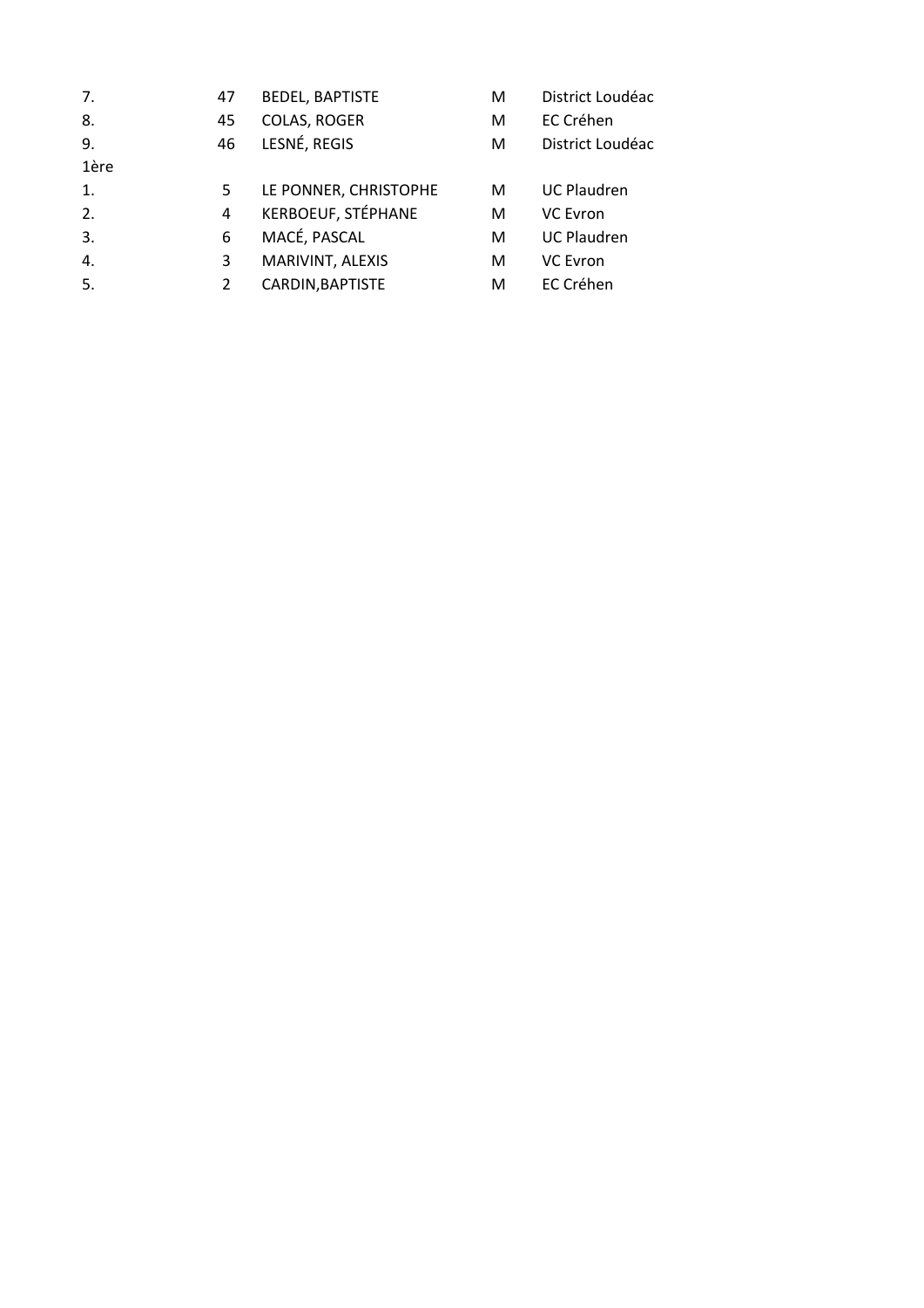| | | | | |
|---|---|---|---|---|
| 7. | 47 | BEDEL, BAPTISTE | M | District Loudéac |
| 8. | 45 | COLAS, ROGER | M | EC Créhen |
| 9. | 46 | LESNÉ, REGIS | M | District Loudéac |
| 1ère | | | | |
| 1. | 5 | LE PONNER, CHRISTOPHE | M | UC Plaudren |
| 2. | 4 | KERBOEUF, STÉPHANE | M | VC Evron |
| 3. | 6 | MACÉ, PASCAL | M | UC Plaudren |
| 4. | 3 | MARIVINT, ALEXIS | M | VC Evron |
| 5. | 2 | CARDIN,BAPTISTE | M | EC Créhen |